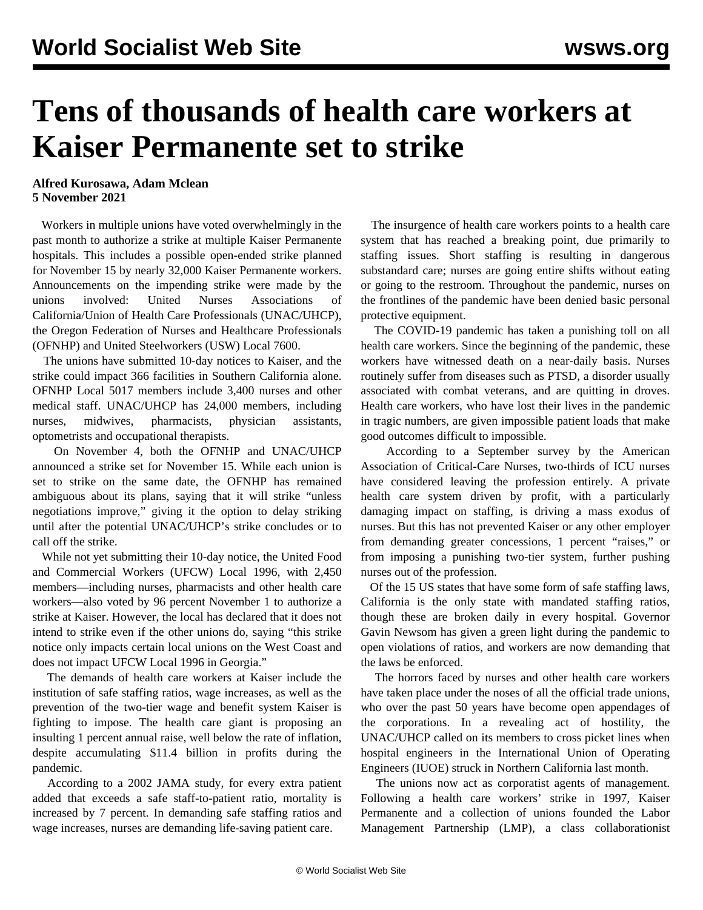# Tens of thousands of health care workers at Kaiser Permanente set to strike

**Alfred Kurosawa, Adam Mclean**
**5 November 2021**

Workers in multiple unions have voted overwhelmingly in the past month to authorize a strike at multiple Kaiser Permanente hospitals. This includes a possible open-ended strike planned for November 15 by nearly 32,000 Kaiser Permanente workers. Announcements on the impending strike were made by the unions involved: United Nurses Associations of California/Union of Health Care Professionals (UNAC/UHCP), the Oregon Federation of Nurses and Healthcare Professionals (OFNHP) and United Steelworkers (USW) Local 7600.

The unions have submitted 10-day notices to Kaiser, and the strike could impact 366 facilities in Southern California alone. OFNHP Local 5017 members include 3,400 nurses and other medical staff. UNAC/UHCP has 24,000 members, including nurses, midwives, pharmacists, physician assistants, optometrists and occupational therapists.

On November 4, both the OFNHP and UNAC/UHCP announced a strike set for November 15. While each union is set to strike on the same date, the OFNHP has remained ambiguous about its plans, saying that it will strike "unless negotiations improve," giving it the option to delay striking until after the potential UNAC/UHCP's strike concludes or to call off the strike.

While not yet submitting their 10-day notice, the United Food and Commercial Workers (UFCW) Local 1996, with 2,450 members—including nurses, pharmacists and other health care workers—also voted by 96 percent November 1 to authorize a strike at Kaiser. However, the local has declared that it does not intend to strike even if the other unions do, saying "this strike notice only impacts certain local unions on the West Coast and does not impact UFCW Local 1996 in Georgia."

The demands of health care workers at Kaiser include the institution of safe staffing ratios, wage increases, as well as the prevention of the two-tier wage and benefit system Kaiser is fighting to impose. The health care giant is proposing an insulting 1 percent annual raise, well below the rate of inflation, despite accumulating $11.4 billion in profits during the pandemic.

According to a 2002 JAMA study, for every extra patient added that exceeds a safe staff-to-patient ratio, mortality is increased by 7 percent. In demanding safe staffing ratios and wage increases, nurses are demanding life-saving patient care.

The insurgence of health care workers points to a health care system that has reached a breaking point, due primarily to staffing issues. Short staffing is resulting in dangerous substandard care; nurses are going entire shifts without eating or going to the restroom. Throughout the pandemic, nurses on the frontlines of the pandemic have been denied basic personal protective equipment.

The COVID-19 pandemic has taken a punishing toll on all health care workers. Since the beginning of the pandemic, these workers have witnessed death on a near-daily basis. Nurses routinely suffer from diseases such as PTSD, a disorder usually associated with combat veterans, and are quitting in droves. Health care workers, who have lost their lives in the pandemic in tragic numbers, are given impossible patient loads that make good outcomes difficult to impossible.

According to a September survey by the American Association of Critical-Care Nurses, two-thirds of ICU nurses have considered leaving the profession entirely. A private health care system driven by profit, with a particularly damaging impact on staffing, is driving a mass exodus of nurses. But this has not prevented Kaiser or any other employer from demanding greater concessions, 1 percent "raises," or from imposing a punishing two-tier system, further pushing nurses out of the profession.

Of the 15 US states that have some form of safe staffing laws, California is the only state with mandated staffing ratios, though these are broken daily in every hospital. Governor Gavin Newsom has given a green light during the pandemic to open violations of ratios, and workers are now demanding that the laws be enforced.

The horrors faced by nurses and other health care workers have taken place under the noses of all the official trade unions, who over the past 50 years have become open appendages of the corporations. In a revealing act of hostility, the UNAC/UHCP called on its members to cross picket lines when hospital engineers in the International Union of Operating Engineers (IUOE) struck in Northern California last month.

The unions now act as corporatist agents of management. Following a health care workers' strike in 1997, Kaiser Permanente and a collection of unions founded the Labor Management Partnership (LMP), a class collaborationist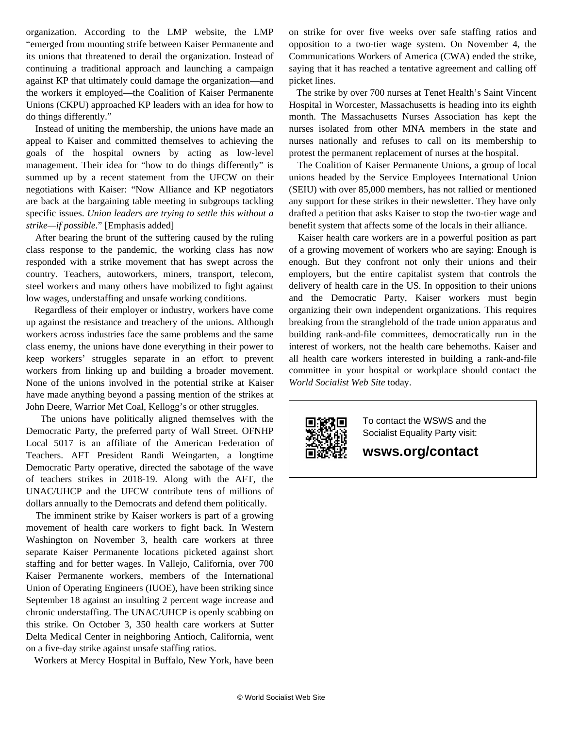organization. According to the LMP website, the LMP "emerged from mounting strife between Kaiser Permanente and its unions that threatened to derail the organization. Instead of continuing a traditional approach and launching a campaign against KP that ultimately could damage the organization—and the workers it employed—the Coalition of Kaiser Permanente Unions (CKPU) approached KP leaders with an idea for how to do things differently."

Instead of uniting the membership, the unions have made an appeal to Kaiser and committed themselves to achieving the goals of the hospital owners by acting as low-level management. Their idea for "how to do things differently" is summed up by a recent statement from the UFCW on their negotiations with Kaiser: "Now Alliance and KP negotiators are back at the bargaining table meeting in subgroups tackling specific issues. *Union leaders are trying to settle this without a strike—if possible.*" [Emphasis added]

After bearing the brunt of the suffering caused by the ruling class response to the pandemic, the working class has now responded with a strike movement that has swept across the country. Teachers, autoworkers, miners, transport, telecom, steel workers and many others have mobilized to fight against low wages, understaffing and unsafe working conditions.

Regardless of their employer or industry, workers have come up against the resistance and treachery of the unions. Although workers across industries face the same problems and the same class enemy, the unions have done everything in their power to keep workers' struggles separate in an effort to prevent workers from linking up and building a broader movement. None of the unions involved in the potential strike at Kaiser have made anything beyond a passing mention of the strikes at John Deere, Warrior Met Coal, Kellogg's or other struggles.

The unions have politically aligned themselves with the Democratic Party, the preferred party of Wall Street. OFNHP Local 5017 is an affiliate of the American Federation of Teachers. AFT President Randi Weingarten, a longtime Democratic Party operative, directed the sabotage of the wave of teachers strikes in 2018-19. Along with the AFT, the UNAC/UHCP and the UFCW contribute tens of millions of dollars annually to the Democrats and defend them politically.

The imminent strike by Kaiser workers is part of a growing movement of health care workers to fight back. In Western Washington on November 3, health care workers at three separate Kaiser Permanente locations picketed against short staffing and for better wages. In Vallejo, California, over 700 Kaiser Permanente workers, members of the International Union of Operating Engineers (IUOE), have been striking since September 18 against an insulting 2 percent wage increase and chronic understaffing. The UNAC/UHCP is openly scabbing on this strike. On October 3, 350 health care workers at Sutter Delta Medical Center in neighboring Antioch, California, went on a five-day strike against unsafe staffing ratios.

Workers at Mercy Hospital in Buffalo, New York, have been on strike for over five weeks over safe staffing ratios and opposition to a two-tier wage system. On November 4, the Communications Workers of America (CWA) ended the strike, saying that it has reached a tentative agreement and calling off picket lines.

The strike by over 700 nurses at Tenet Health's Saint Vincent Hospital in Worcester, Massachusetts is heading into its eighth month. The Massachusetts Nurses Association has kept the nurses isolated from other MNA members in the state and nurses nationally and refuses to call on its membership to protest the permanent replacement of nurses at the hospital.

The Coalition of Kaiser Permanente Unions, a group of local unions headed by the Service Employees International Union (SEIU) with over 85,000 members, has not rallied or mentioned any support for these strikes in their newsletter. They have only drafted a petition that asks Kaiser to stop the two-tier wage and benefit system that affects some of the locals in their alliance.

Kaiser health care workers are in a powerful position as part of a growing movement of workers who are saying: Enough is enough. But they confront not only their unions and their employers, but the entire capitalist system that controls the delivery of health care in the US. In opposition to their unions and the Democratic Party, Kaiser workers must begin organizing their own independent organizations. This requires breaking from the stranglehold of the trade union apparatus and building rank-and-file committees, democratically run in the interest of workers, not the health care behemoths. Kaiser and all health care workers interested in building a rank-and-file committee in your hospital or workplace should contact the *World Socialist Web Site* today.

To contact the WSWS and the Socialist Equality Party visit:

**wsws.org/contact**